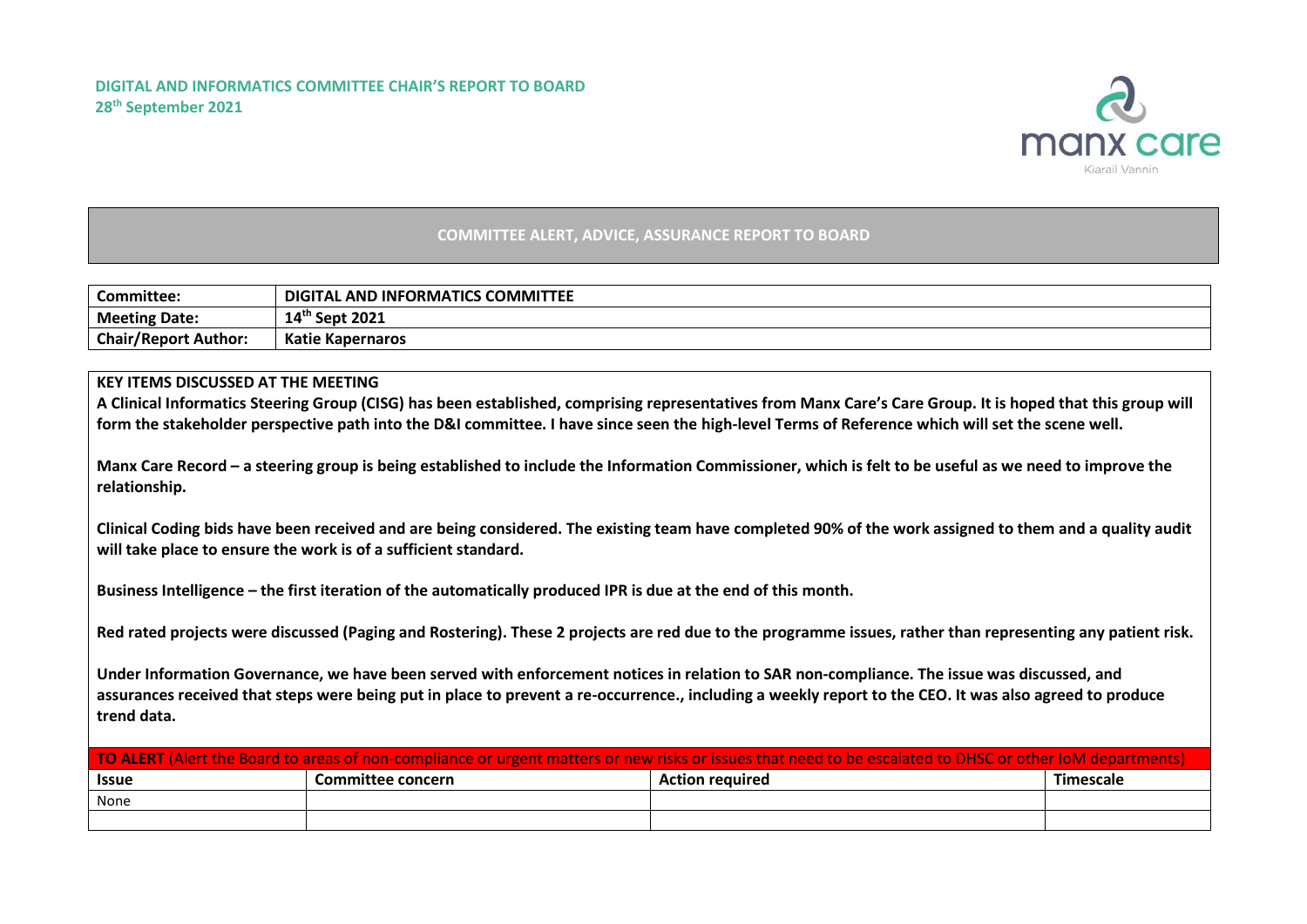**DIGITAL AND INFORMATICS COMMITTEE CHAIR'S REPORT TO BOARD**
**28th September 2021**

manx care
Kiarail Vannin

## COMMITTEE ALERT, ADVICE, ASSURANCE REPORT TO BOARD

| Committee: | DIGITAL AND INFORMATICS COMMITTEE |
|---|---|
| Meeting Date: | 14th Sept 2021 |
| Chair/Report Author: | Katie Kapernaros |

**KEY ITEMS DISCUSSED AT THE MEETING**

**A Clinical Informatics Steering Group (CISG) has been established, comprising representatives from Manx Care's Care Group. It is hoped that this group will form the stakeholder perspective path into the D&I committee. I have since seen the high-level Terms of Reference which will set the scene well.**

**Manx Care Record – a steering group is being established to include the Information Commissioner, which is felt to be useful as we need to improve the relationship.**

**Clinical Coding bids have been received and are being considered. The existing team have completed 90% of the work assigned to them and a quality audit will take place to ensure the work is of a sufficient standard.**

**Business Intelligence – the first iteration of the automatically produced IPR is due at the end of this month.**

**Red rated projects were discussed (Paging and Rostering). These 2 projects are red due to the programme issues, rather than representing any patient risk.**

**Under Information Governance, we have been served with enforcement notices in relation to SAR non-compliance. The issue was discussed, and assurances received that steps were being put in place to prevent a re-occurrence., including a weekly report to the CEO. It was also agreed to produce trend data.**

**TO ALERT** (Alert the Board to areas of non-compliance or urgent matters or new risks or issues that need to be escalated to DHSC or other IoM departments)

| Issue | Committee concern | Action required | Timescale |
|---|---|---|---|
| None | | | |
| | | | |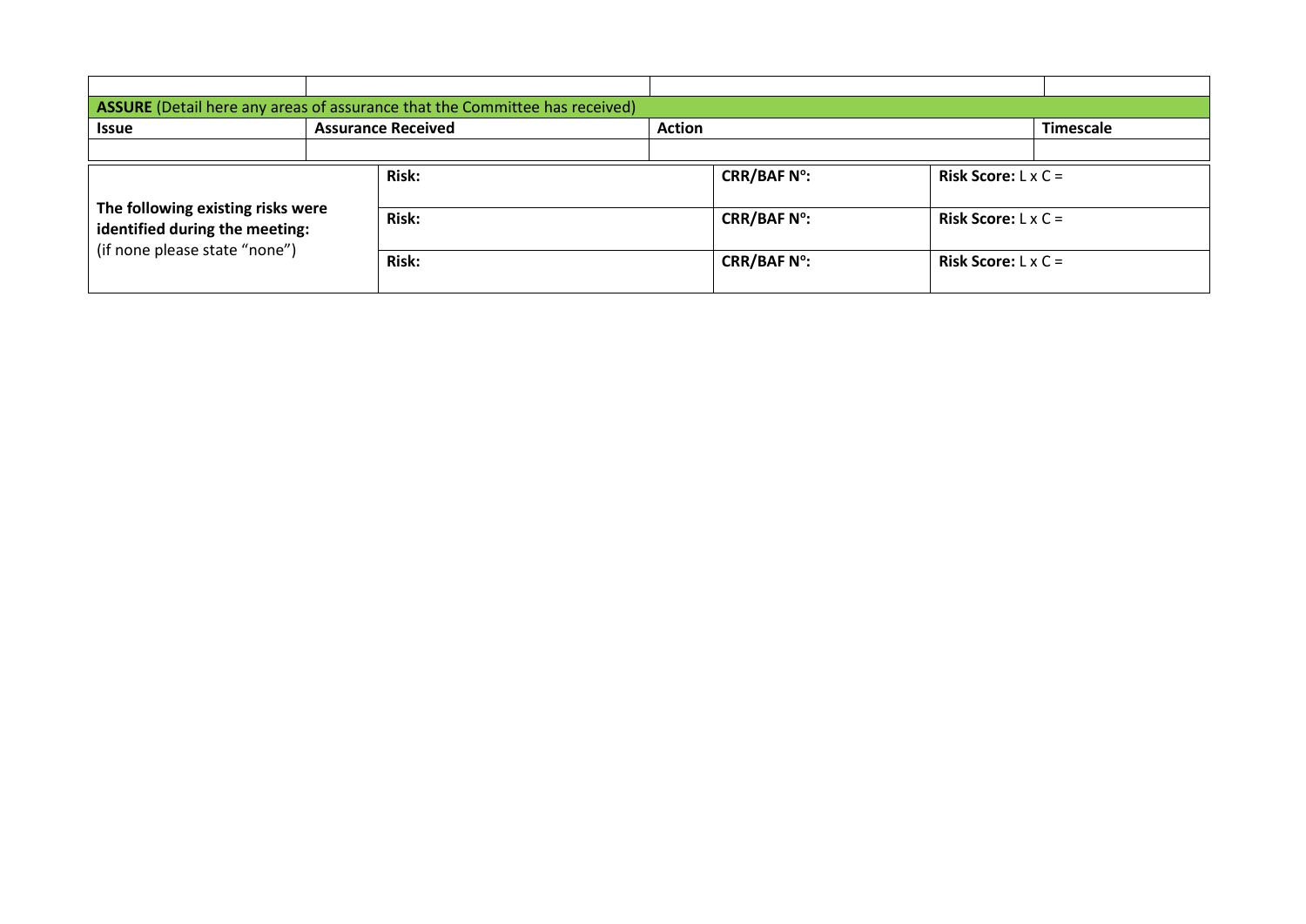| | | | |
|---|---|---|---|
| | | | |
| **ASSURE** (Detail here any areas of assurance that the Committee has received) | | | |
| **Issue** | **Assurance Received** | **Action** | **Timescale** |
| | | | |

| | | | |
|---|---|---|---|
| **The following existing risks were identified during the meeting:** (if none please state "none") | **Risk:** | **CRR/BAF Nº:** | **Risk Score:** L x C = |
| | **Risk:** | **CRR/BAF Nº:** | **Risk Score:** L x C = |
| | **Risk:** | **CRR/BAF Nº:** | **Risk Score:** L x C = |